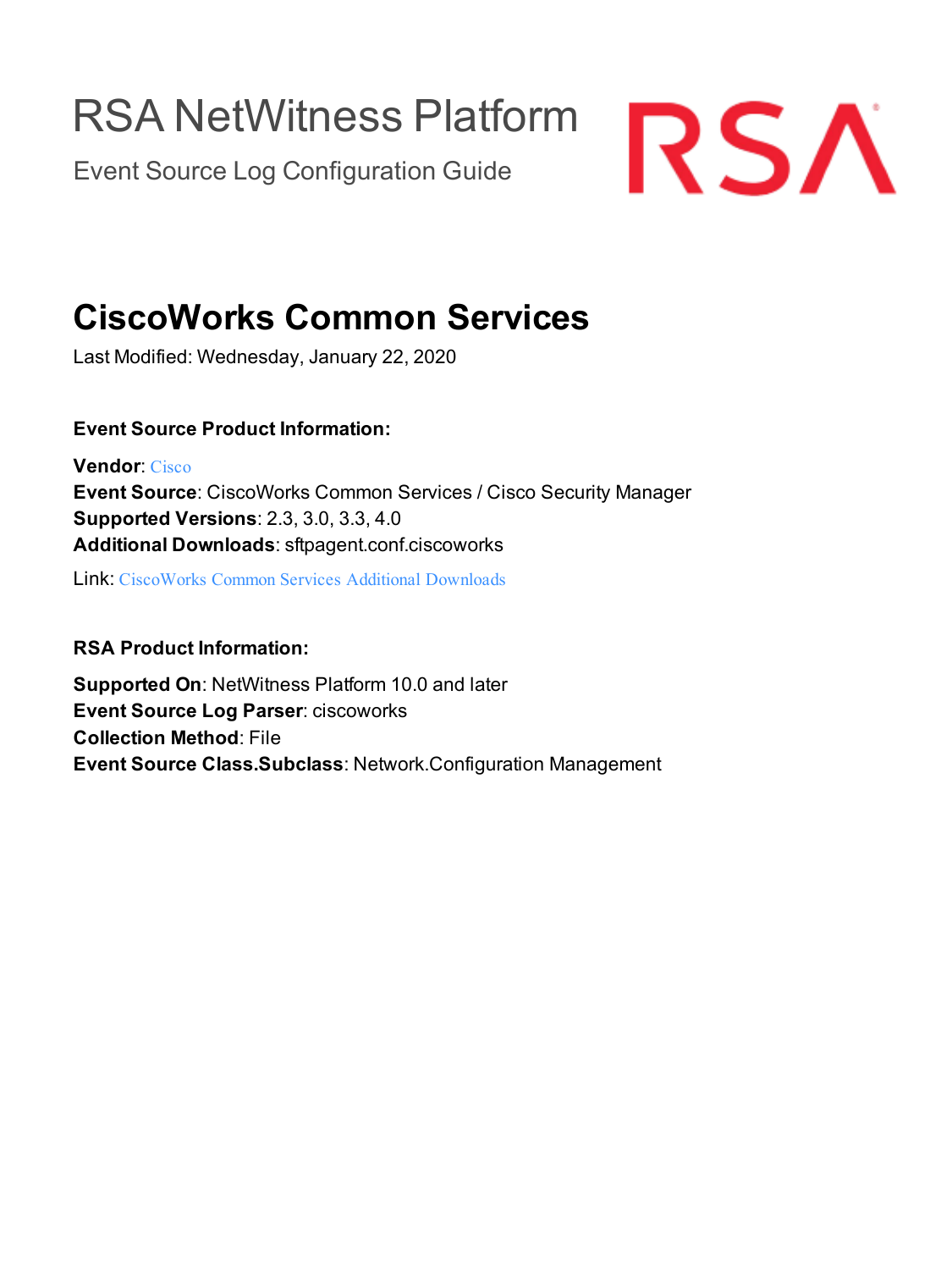# RSA NetWitness Platform

Event Source Log Configuration Guide

# CiscoWorks Common Services

Last Modified: Wednesday, January 22, 2020

### Event Source Product Information:

**Vendor**: Cisco
**Event Source**: CiscoWorks Common Services / Cisco Security Manager
**Supported Versions**: 2.3, 3.0, 3.3, 4.0
**Additional Downloads**: sftpagent.conf.ciscoworks

Link: CiscoWorks Common Services Additional Downloads

### RSA Product Information:

**Supported On**: NetWitness Platform 10.0 and later
**Event Source Log Parser**: ciscoworks
**Collection Method**: File
**Event Source Class.Subclass**: Network.Configuration Management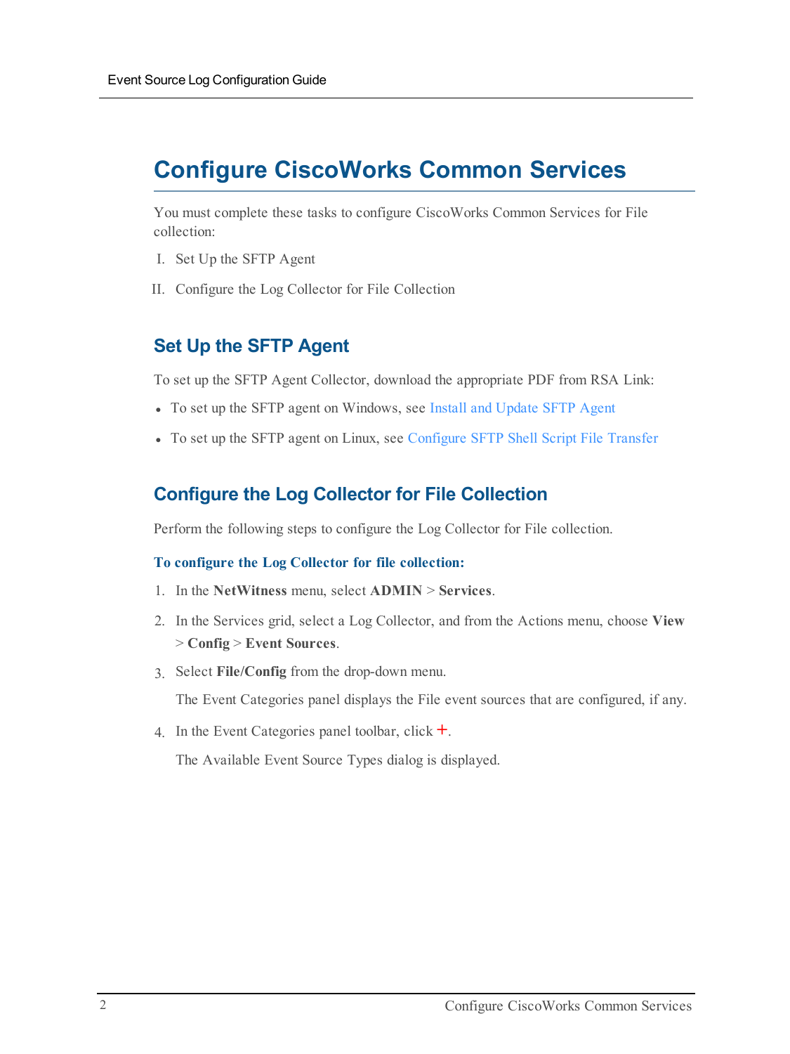# Configure CiscoWorks Common Services

You must complete these tasks to configure CiscoWorks Common Services for File collection:

I. Set Up the SFTP Agent

II. Configure the Log Collector for File Collection

## Set Up the SFTP Agent

To set up the SFTP Agent Collector, download the appropriate PDF from RSA Link:

- To set up the SFTP agent on Windows, see Install and Update SFTP Agent
- To set up the SFTP agent on Linux, see Configure SFTP Shell Script File Transfer

## Configure the Log Collector for File Collection

Perform the following steps to configure the Log Collector for File collection.

**To configure the Log Collector for file collection:**

1. In the **NetWitness** menu, select **ADMIN** > **Services**.
2. In the Services grid, select a Log Collector, and from the Actions menu, choose **View** > **Config** > **Event Sources**.
3. Select **File/Config** from the drop-down menu.

   The Event Categories panel displays the File event sources that are configured, if any.
4. In the Event Categories panel toolbar, click +.

   The Available Event Source Types dialog is displayed.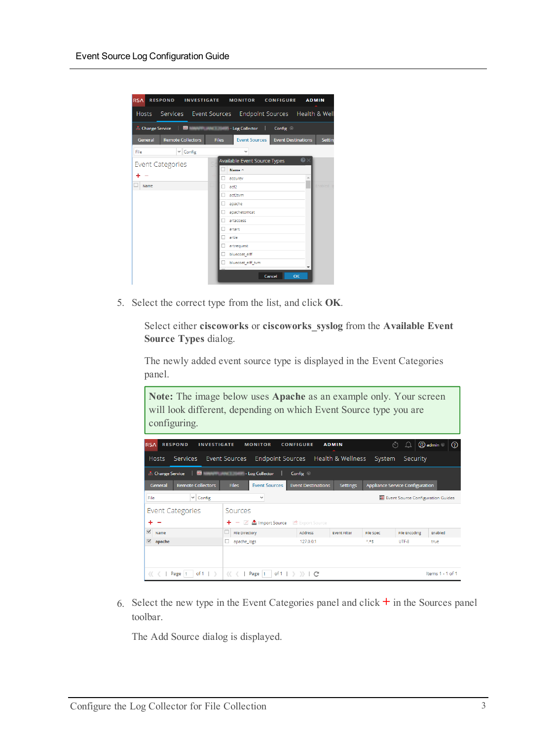5. Select the correct type from the list, and click **OK**.

   Select either **ciscoworks** or **ciscoworks_syslog** from the **Available Event Source Types** dialog.

   The newly added event source type is displayed in the Event Categories panel.

   > **Note:** The image below uses **Apache** as an example only. Your screen will look different, depending on which Event Source type you are configuring.

6. Select the new type in the Event Categories panel and click **+** in the Sources panel toolbar.

   The Add Source dialog is displayed.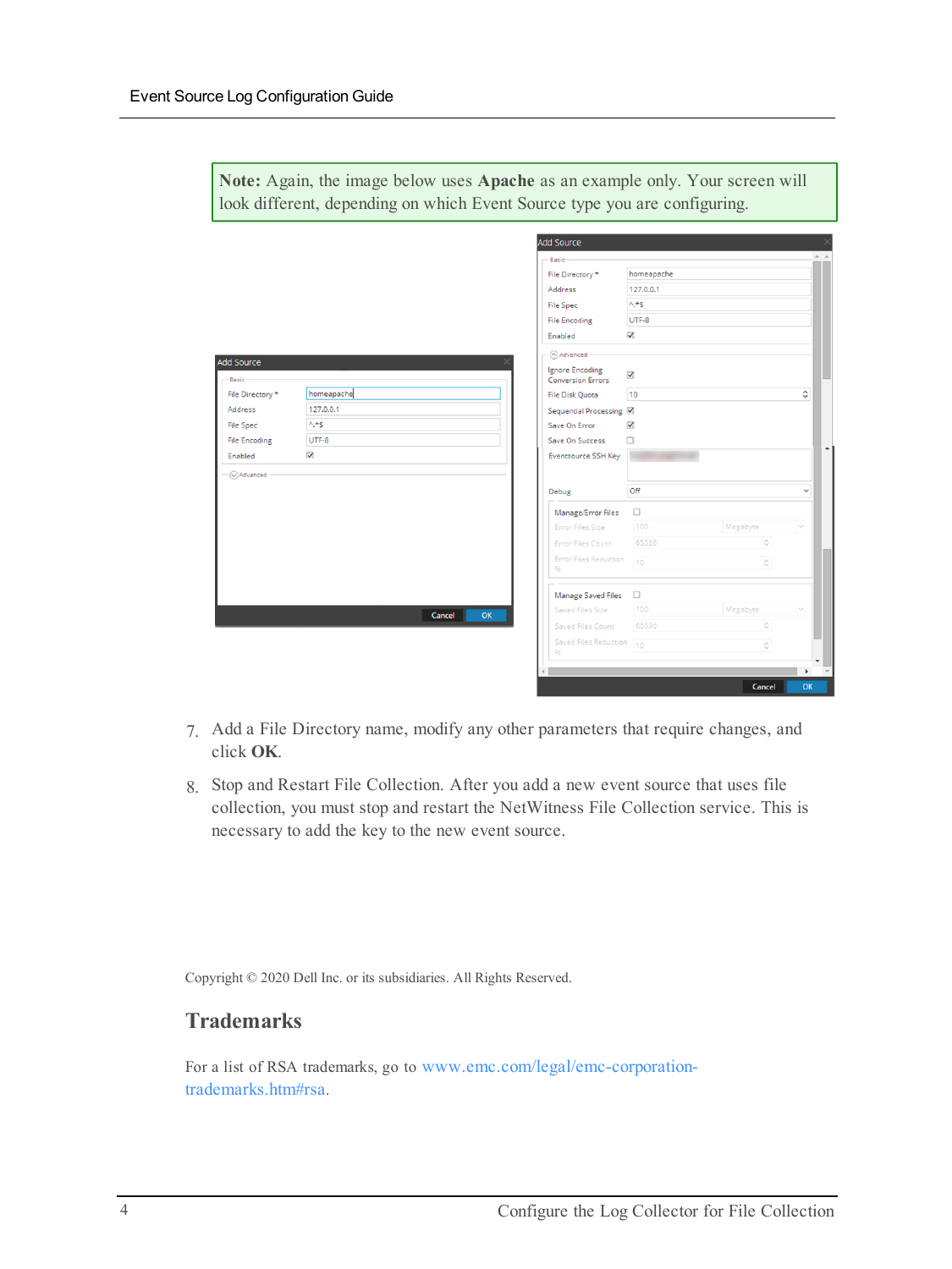**Note:** Again, the image below uses **Apache** as an example only. Your screen will look different, depending on which Event Source type you are configuring.

7. Add a File Directory name, modify any other parameters that require changes, and click **OK**.

8. Stop and Restart File Collection. After you add a new event source that uses file collection, you must stop and restart the NetWitness File Collection service. This is necessary to add the key to the new event source.

Copyright © 2020 Dell Inc. or its subsidiaries. All Rights Reserved.

## Trademarks

For a list of RSA trademarks, go to www.emc.com/legal/emc-corporation-trademarks.htm#rsa.